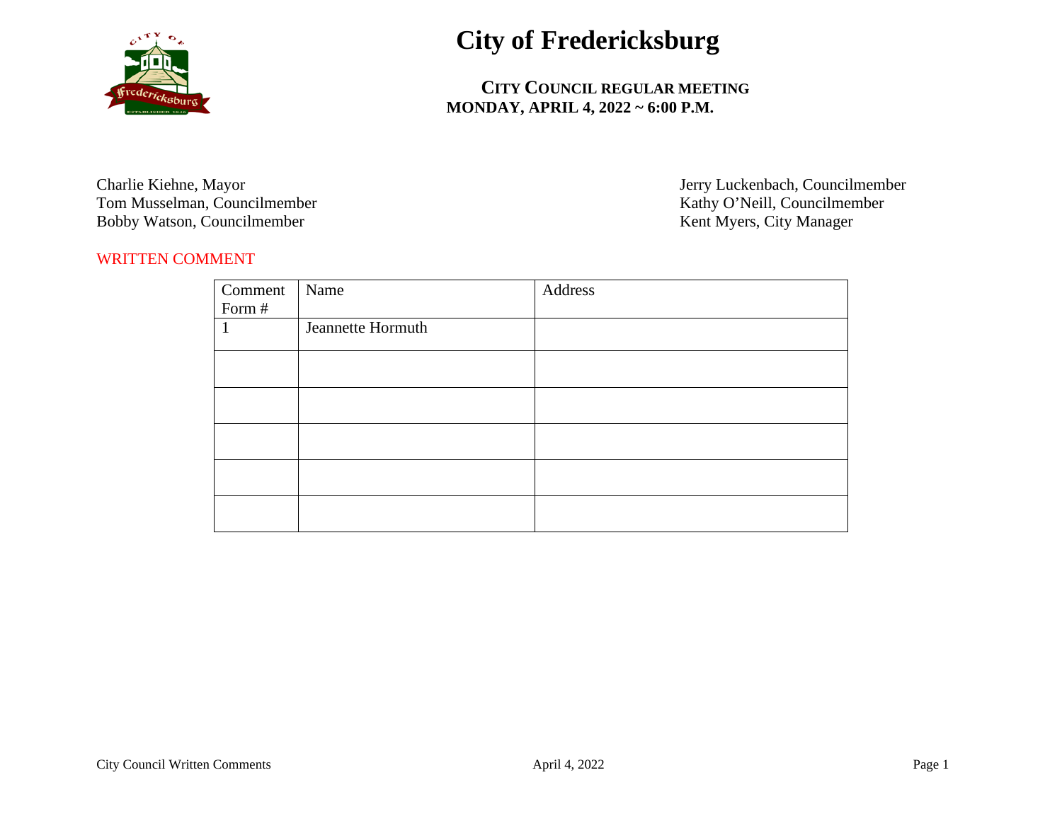# City of Fredericksburg

**CITY COUNCIL REGULAR MEETING**
**MONDAY, APRIL 4, 2022 ~ 6:00 P.M.**

Charlie Kiehne, Mayor
Tom Musselman, Councilmember
Bobby Watson, Councilmember
Jerry Luckenbach, Councilmember
Kathy O'Neill, Councilmember
Kent Myers, City Manager

WRITTEN COMMENT

| Comment Form # | Name | Address |
|---|---|---|
| 1 | Jeannette Hormuth | |
| | | |
| | | |
| | | |
| | | |
| | | |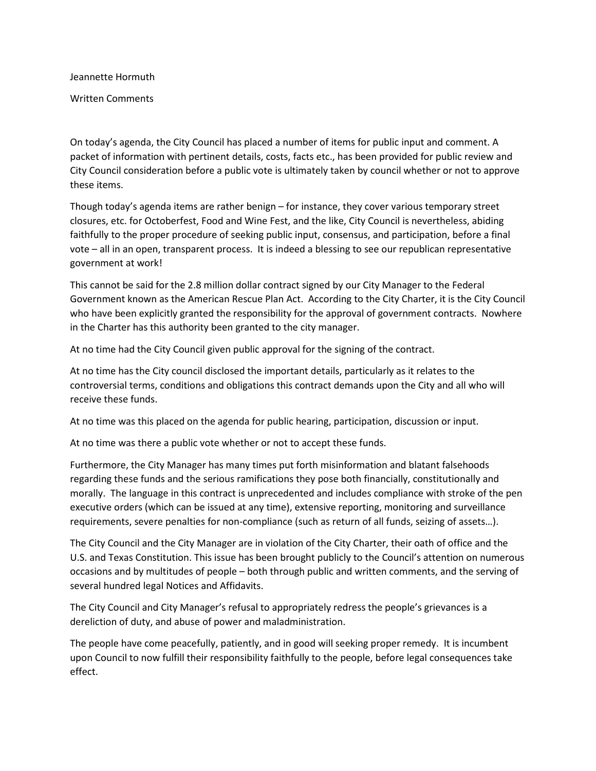Jeannette Hormuth

Written Comments

On today's agenda, the City Council has placed a number of items for public input and comment. A packet of information with pertinent details, costs, facts etc., has been provided for public review and City Council consideration before a public vote is ultimately taken by council whether or not to approve these items.

Though today's agenda items are rather benign – for instance, they cover various temporary street closures, etc. for Octoberfest, Food and Wine Fest, and the like, City Council is nevertheless, abiding faithfully to the proper procedure of seeking public input, consensus, and participation, before a final vote – all in an open, transparent process. It is indeed a blessing to see our republican representative government at work!

This cannot be said for the 2.8 million dollar contract signed by our City Manager to the Federal Government known as the American Rescue Plan Act. According to the City Charter, it is the City Council who have been explicitly granted the responsibility for the approval of government contracts. Nowhere in the Charter has this authority been granted to the city manager.

At no time had the City Council given public approval for the signing of the contract.

At no time has the City council disclosed the important details, particularly as it relates to the controversial terms, conditions and obligations this contract demands upon the City and all who will receive these funds.

At no time was this placed on the agenda for public hearing, participation, discussion or input.

At no time was there a public vote whether or not to accept these funds.

Furthermore, the City Manager has many times put forth misinformation and blatant falsehoods regarding these funds and the serious ramifications they pose both financially, constitutionally and morally. The language in this contract is unprecedented and includes compliance with stroke of the pen executive orders (which can be issued at any time), extensive reporting, monitoring and surveillance requirements, severe penalties for non-compliance (such as return of all funds, seizing of assets…).

The City Council and the City Manager are in violation of the City Charter, their oath of office and the U.S. and Texas Constitution. This issue has been brought publicly to the Council's attention on numerous occasions and by multitudes of people – both through public and written comments, and the serving of several hundred legal Notices and Affidavits.

The City Council and City Manager's refusal to appropriately redress the people's grievances is a dereliction of duty, and abuse of power and maladministration.

The people have come peacefully, patiently, and in good will seeking proper remedy. It is incumbent upon Council to now fulfill their responsibility faithfully to the people, before legal consequences take effect.